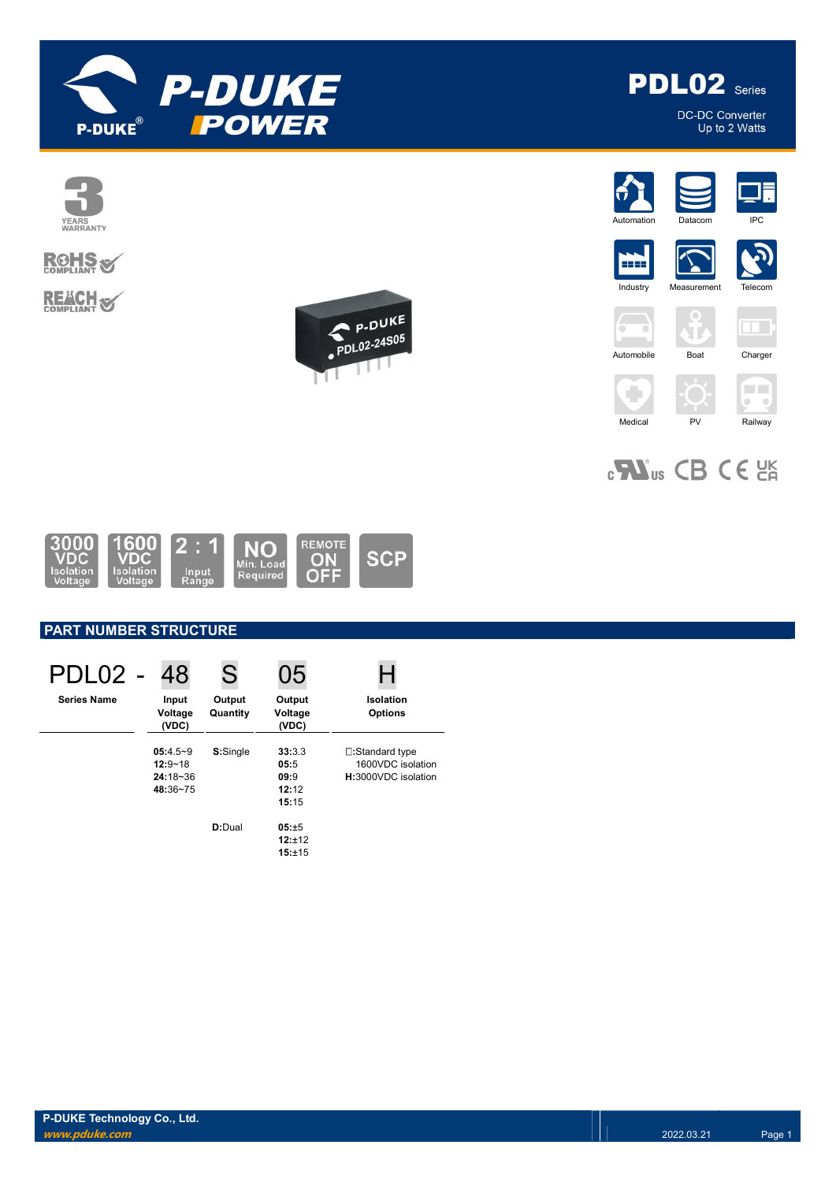# PDL02 Series

DC-DC Converter
Up to 2 Watts

3 YEARS WARRANTY

RoHS COMPLIANT

REACH COMPLIANT

Automation Datacom IPC
Industry Measurement Telecom
Automobile Boat Charger
Medical PV Railway

3000 VDC Isolation Voltage

1600 VDC Isolation Voltage

2 : 1 Input Range

NO Min. Load Required

REMOTE ON OFF

SCP

## PART NUMBER STRUCTURE

PDL02 - 48 S 05 H

| Series Name | Input Voltage (VDC) | Output Quantity | Output Voltage (VDC) | Isolation Options |
|---|---|---|---|---|
| | **05**:4.5~9<br>**12**:9~18<br>**24**:18~36<br>**48**:36~75 | **S**:Single | **33**:3.3<br>**05**:5<br>**09**:9<br>**12**:12<br>**15**:15 | □:Standard type 1600VDC isolation<br>**H**:3000VDC isolation |
| | | **D**:Dual | **05**:±5<br>**12**:±12<br>**15**:±15 | |

P-DUKE Technology Co., Ltd.
www.pduke.com

2022.03.21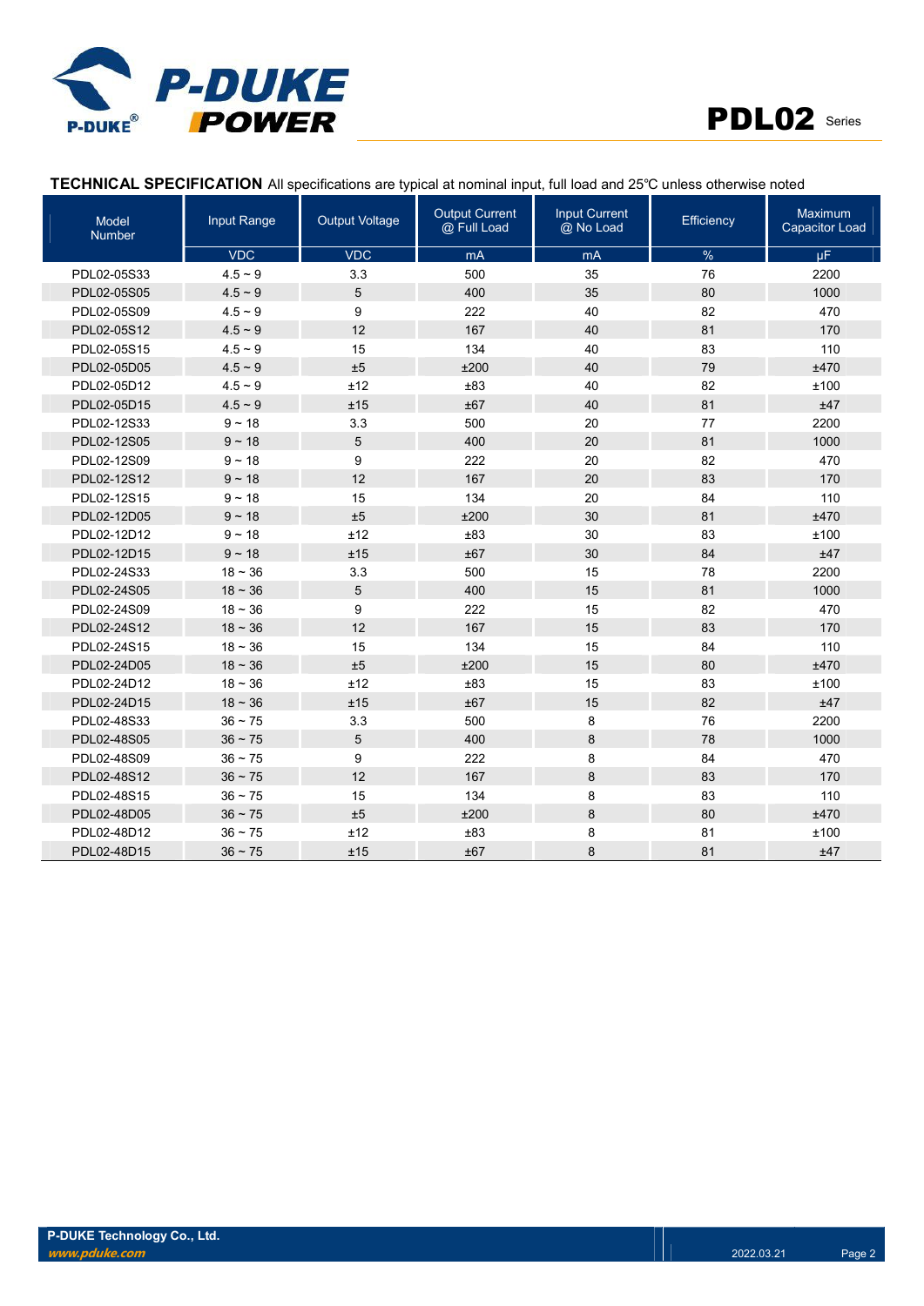## TECHNICAL SPECIFICATION

All specifications are typical at nominal input, full load and 25℃ unless otherwise noted

| Model Number | Input Range | Output Voltage | Output Current @ Full Load | Input Current @ No Load | Efficiency | Maximum Capacitor Load |
|---|---|---|---|---|---|---|
| | VDC | VDC | mA | mA | % | μF |
| PDL02-05S33 | 4.5 ~ 9 | 3.3 | 500 | 35 | 76 | 2200 |
| PDL02-05S05 | 4.5 ~ 9 | 5 | 400 | 35 | 80 | 1000 |
| PDL02-05S09 | 4.5 ~ 9 | 9 | 222 | 40 | 82 | 470 |
| PDL02-05S12 | 4.5 ~ 9 | 12 | 167 | 40 | 81 | 170 |
| PDL02-05S15 | 4.5 ~ 9 | 15 | 134 | 40 | 83 | 110 |
| PDL02-05D05 | 4.5 ~ 9 | ±5 | ±200 | 40 | 79 | ±470 |
| PDL02-05D12 | 4.5 ~ 9 | ±12 | ±83 | 40 | 82 | ±100 |
| PDL02-05D15 | 4.5 ~ 9 | ±15 | ±67 | 40 | 81 | ±47 |
| PDL02-12S33 | 9 ~ 18 | 3.3 | 500 | 20 | 77 | 2200 |
| PDL02-12S05 | 9 ~ 18 | 5 | 400 | 20 | 81 | 1000 |
| PDL02-12S09 | 9 ~ 18 | 9 | 222 | 20 | 82 | 470 |
| PDL02-12S12 | 9 ~ 18 | 12 | 167 | 20 | 83 | 170 |
| PDL02-12S15 | 9 ~ 18 | 15 | 134 | 20 | 84 | 110 |
| PDL02-12D05 | 9 ~ 18 | ±5 | ±200 | 30 | 81 | ±470 |
| PDL02-12D12 | 9 ~ 18 | ±12 | ±83 | 30 | 83 | ±100 |
| PDL02-12D15 | 9 ~ 18 | ±15 | ±67 | 30 | 84 | ±47 |
| PDL02-24S33 | 18 ~ 36 | 3.3 | 500 | 15 | 78 | 2200 |
| PDL02-24S05 | 18 ~ 36 | 5 | 400 | 15 | 81 | 1000 |
| PDL02-24S09 | 18 ~ 36 | 9 | 222 | 15 | 82 | 470 |
| PDL02-24S12 | 18 ~ 36 | 12 | 167 | 15 | 83 | 170 |
| PDL02-24S15 | 18 ~ 36 | 15 | 134 | 15 | 84 | 110 |
| PDL02-24D05 | 18 ~ 36 | ±5 | ±200 | 15 | 80 | ±470 |
| PDL02-24D12 | 18 ~ 36 | ±12 | ±83 | 15 | 83 | ±100 |
| PDL02-24D15 | 18 ~ 36 | ±15 | ±67 | 15 | 82 | ±47 |
| PDL02-48S33 | 36 ~ 75 | 3.3 | 500 | 8 | 76 | 2200 |
| PDL02-48S05 | 36 ~ 75 | 5 | 400 | 8 | 78 | 1000 |
| PDL02-48S09 | 36 ~ 75 | 9 | 222 | 8 | 84 | 470 |
| PDL02-48S12 | 36 ~ 75 | 12 | 167 | 8 | 83 | 170 |
| PDL02-48S15 | 36 ~ 75 | 15 | 134 | 8 | 83 | 110 |
| PDL02-48D05 | 36 ~ 75 | ±5 | ±200 | 8 | 80 | ±470 |
| PDL02-48D12 | 36 ~ 75 | ±12 | ±83 | 8 | 81 | ±100 |
| PDL02-48D15 | 36 ~ 75 | ±15 | ±67 | 8 | 81 | ±47 |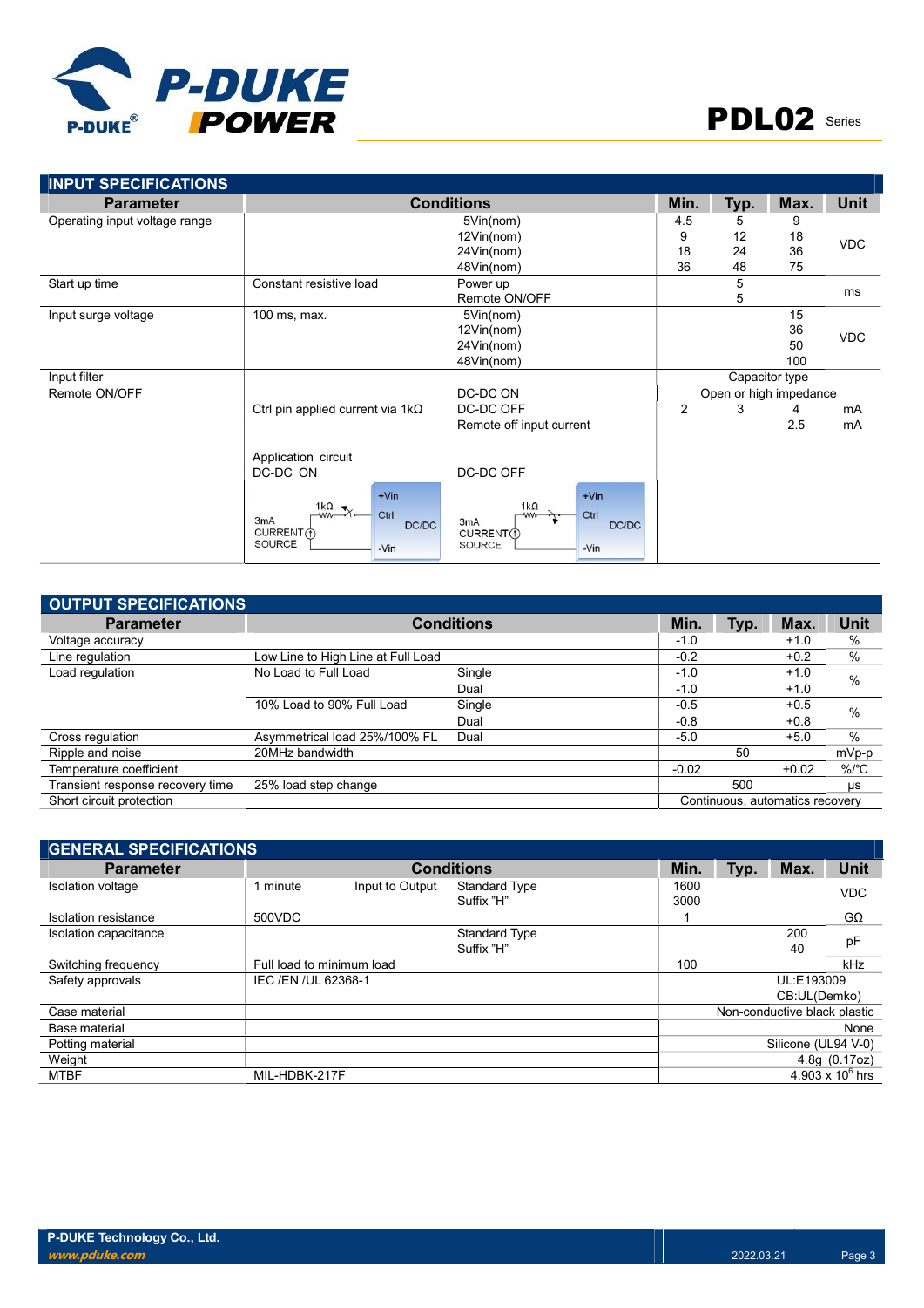## INPUT SPECIFICATIONS

| Parameter | Conditions | | Min. | Typ. | Max. | Unit |
|---|---|---|---|---|---|---|
| Operating input voltage range | | 5Vin(nom) | 4.5 | 5 | 9 | VDC |
| | | 12Vin(nom) | 9 | 12 | 18 | |
| | | 24Vin(nom) | 18 | 24 | 36 | |
| | | 48Vin(nom) | 36 | 48 | 75 | |
| Start up time | Constant resistive load | Power up | | 5 | | ms |
| | | Remote ON/OFF | | 5 | | |
| Input surge voltage | 100 ms, max. | 5Vin(nom) | | | 15 | VDC |
| | | 12Vin(nom) | | | 36 | |
| | | 24Vin(nom) | | | 50 | |
| | | 48Vin(nom) | | | 100 | |
| Input filter | | | Capacitor type | | | |
| Remote ON/OFF | | DC-DC ON | Open or high impedance | | | |
| | Ctrl pin applied current via 1kΩ | DC-DC OFF | 2 | 3 | 4 | mA |
| | | Remote off input current | | | 2.5 | mA |
| | Application circuit DC-DC ON | DC-DC OFF | | | | |

DC-DC ON: 3mA CURRENT SOURCE, 1kΩ, +Vin, Ctrl, DC/DC, -Vin

DC-DC OFF: 3mA CURRENT SOURCE, 1kΩ, +Vin, Ctrl, DC/DC, -Vin

## OUTPUT SPECIFICATIONS

| Parameter | Conditions | | Min. | Typ. | Max. | Unit |
|---|---|---|---|---|---|---|
| Voltage accuracy | | | -1.0 | | +1.0 | % |
| Line regulation | Low Line to High Line at Full Load | | -0.2 | | +0.2 | % |
| Load regulation | No Load to Full Load | Single | -1.0 | | +1.0 | % |
| | | Dual | -1.0 | | +1.0 | |
| | 10% Load to 90% Full Load | Single | -0.5 | | +0.5 | % |
| | | Dual | -0.8 | | +0.8 | |
| Cross regulation | Asymmetrical load 25%/100% FL | Dual | -5.0 | | +5.0 | % |
| Ripple and noise | 20MHz bandwidth | | | 50 | | mVp-p |
| Temperature coefficient | | | -0.02 | | +0.02 | %/°C |
| Transient response recovery time | 25% load step change | | | 500 | | μs |
| Short circuit protection | | | Continuous, automatics recovery | | | |

## GENERAL SPECIFICATIONS

| Parameter | Conditions | | | Min. | Typ. | Max. | Unit |
|---|---|---|---|---|---|---|---|
| Isolation voltage | 1 minute | Input to Output | Standard Type | 1600 | | | VDC |
| | | | Suffix "H" | 3000 | | | |
| Isolation resistance | 500VDC | | | 1 | | | GΩ |
| Isolation capacitance | | | Standard Type | | | 200 | pF |
| | | | Suffix "H" | | | 40 | |
| Switching frequency | Full load to minimum load | | | 100 | | | kHz |
| Safety approvals | IEC /EN /UL 62368-1 | | | UL:E193009 CB:UL(Demko) | | | |
| Case material | | | | Non-conductive black plastic | | | |
| Base material | | | | None | | | |
| Potting material | | | | Silicone (UL94 V-0) | | | |
| Weight | | | | 4.8g (0.17oz) | | | |
| MTBF | MIL-HDBK-217F | | | $4.903 \times 10^6$ hrs | | | |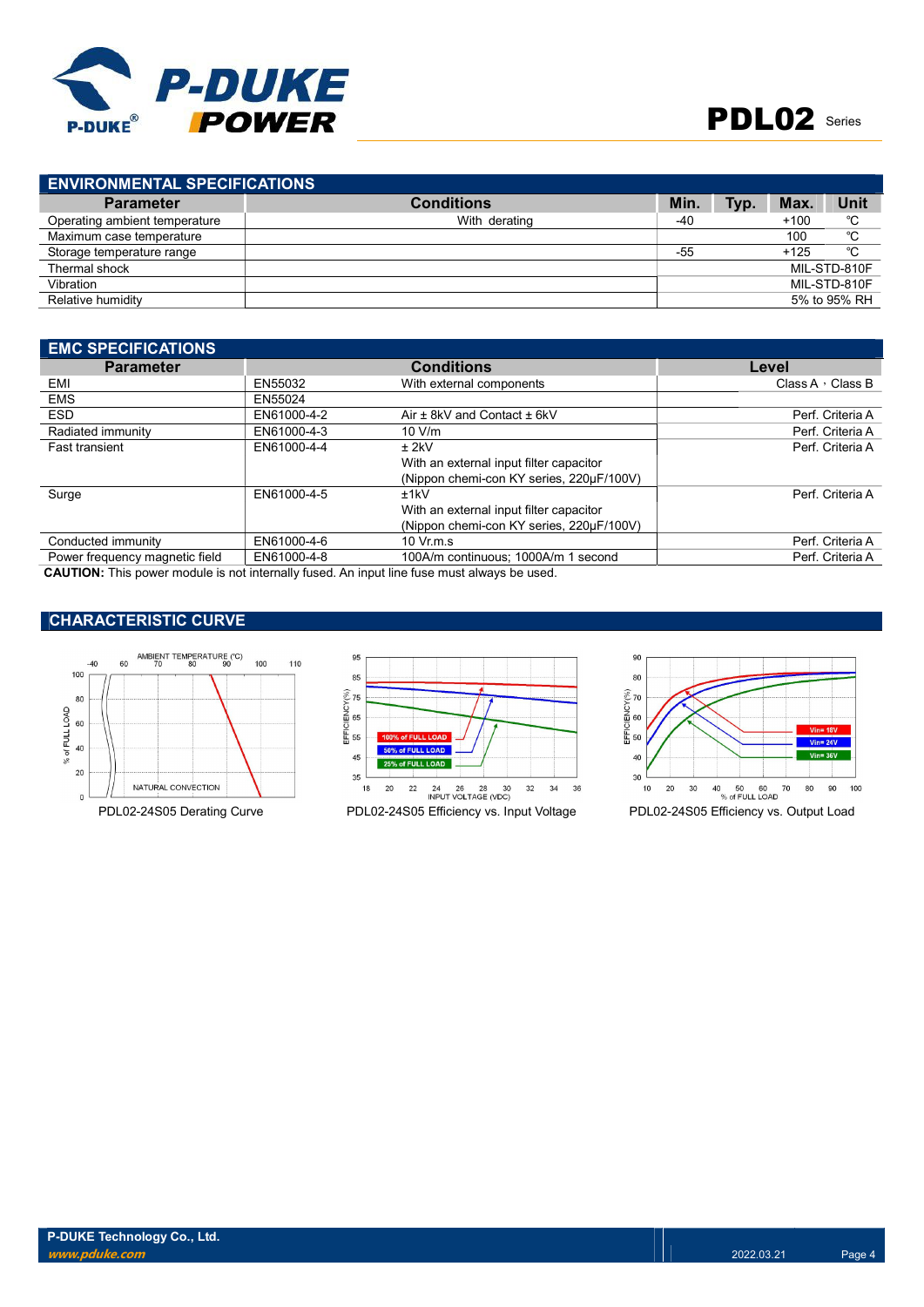## ENVIRONMENTAL SPECIFICATIONS

| Parameter | Conditions | Min. | Typ. | Max. | Unit |
|---|---|---|---|---|---|
| Operating ambient temperature | With derating | -40 | | +100 | ℃ |
| Maximum case temperature | | | | 100 | ℃ |
| Storage temperature range | | -55 | | +125 | ℃ |
| Thermal shock | | | | | MIL-STD-810F |
| Vibration | | | | | MIL-STD-810F |
| Relative humidity | | | | | 5% to 95% RH |

## EMC SPECIFICATIONS

| Parameter | Conditions | | Level |
|---|---|---|---|
| EMI | EN55032 | With external components | Class A，Class B |
| EMS | EN55024 | | |
| ESD | EN61000-4-2 | Air ± 8kV and Contact ± 6kV | Perf. Criteria A |
| Radiated immunity | EN61000-4-3 | 10 V/m | Perf. Criteria A |
| Fast transient | EN61000-4-4 | ± 2kV<br>With an external input filter capacitor<br>(Nippon chemi-con KY series, 220μF/100V) | Perf. Criteria A |
| Surge | EN61000-4-5 | ±1kV<br>With an external input filter capacitor<br>(Nippon chemi-con KY series, 220μF/100V) | Perf. Criteria A |
| Conducted immunity | EN61000-4-6 | 10 Vr.m.s | Perf. Criteria A |
| Power frequency magnetic field | EN61000-4-8 | 100A/m continuous; 1000A/m 1 second | Perf. Criteria A |

**CAUTION:** This power module is not internally fused. An input line fuse must always be used.

## CHARACTERISTIC CURVE

AMBIENT TEMPERATURE (℃)
-40 60 70 80 90 100 110
% of FULL LOAD
100 80 60 40 20 0
NATURAL CONVECTION

PDL02-24S05 Derating Curve

EFFICIENCY(%)
95 85 75 65 55 45 35
100% of FULL LOAD
50% of FULL LOAD
25% of FULL LOAD
18 20 22 24 26 28 30 32 34 36
INPUT VOLTAGE (VDC)

PDL02-24S05 Efficiency vs. Input Voltage

EFFICIENCY(%)
90 80 70 60 50 40 30
Vin= 18V
Vin= 24V
Vin= 36V
10 20 30 40 50 60 70 80 90 100
% of FULL LOAD

PDL02-24S05 Efficiency vs. Output Load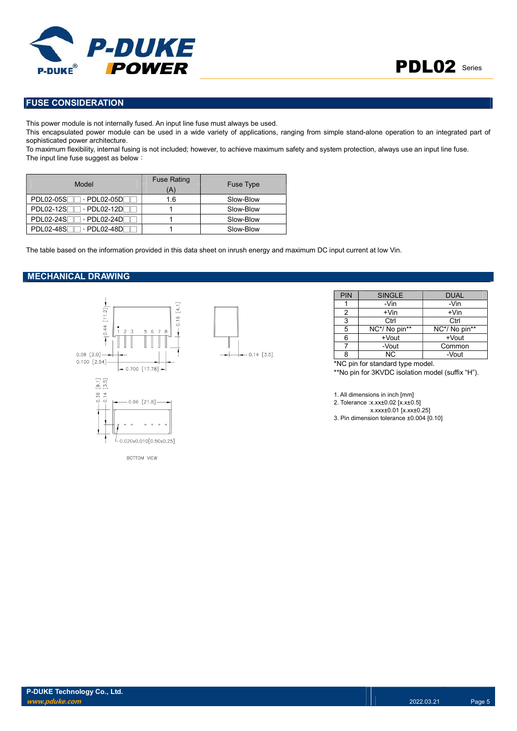## FUSE CONSIDERATION

This power module is not internally fused. An input line fuse must always be used.
This encapsulated power module can be used in a wide variety of applications, ranging from simple stand-alone operation to an integrated part of sophisticated power architecture.
To maximum flexibility, internal fusing is not included; however, to achieve maximum safety and system protection, always use an input line fuse.
The input line fuse suggest as below：

| Model | Fuse Rating (A) | Fuse Type |
|---|---|---|
| PDL02-05S□□、PDL02-05D□□ | 1.6 | Slow-Blow |
| PDL02-12S□□、PDL02-12D□□ | 1 | Slow-Blow |
| PDL02-24S□□、PDL02-24D□□ | 1 | Slow-Blow |
| PDL02-48S□□、PDL02-48D□□ | 1 | Slow-Blow |

The table based on the information provided in this data sheet on inrush energy and maximum DC input current at low Vin.

## MECHANICAL DRAWING

| PIN | SINGLE | DUAL |
|---|---|---|
| 1 | -Vin | -Vin |
| 2 | +Vin | +Vin |
| 3 | Ctrl | Ctrl |
| 5 | NC*/ No pin** | NC*/ No pin** |
| 6 | +Vout | +Vout |
| 7 | -Vout | Common |
| 8 | NC | -Vout |

*NC pin for standard type model.
**No pin for 3KVDC isolation model (suffix “H”).

1. All dimensions in inch [mm]
2. Tolerance :x.xx±0.02 [x.x±0.5]
   x.xxx±0.01 [x.xx±0.25]
3. Pin dimension tolerance ±0.004 [0.10]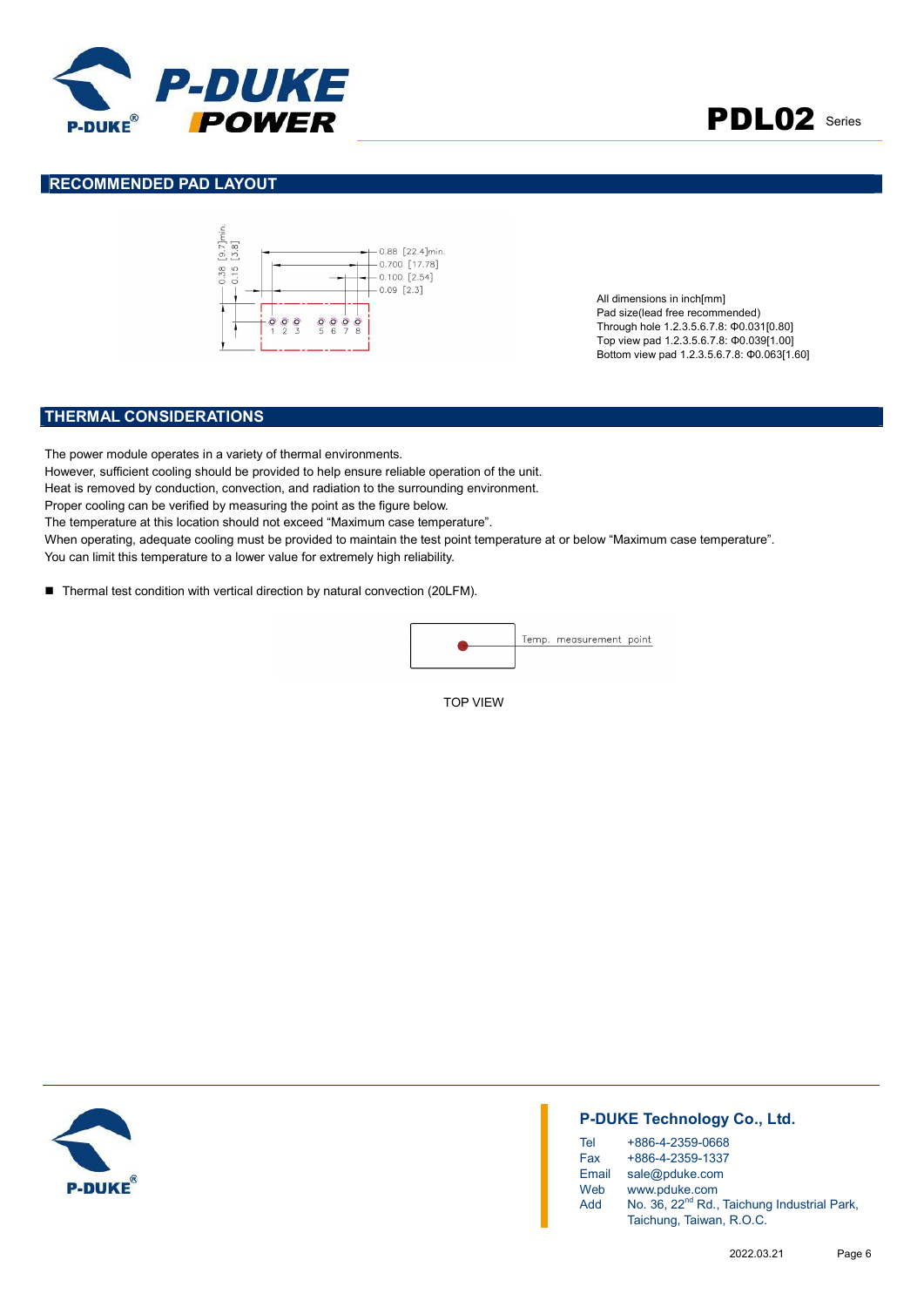## RECOMMENDED PAD LAYOUT

0.38 [9.7]min.
0.15 [3.8]
0.88 [22.4]min.
0.700 [17.78]
0.100 [2.54]
0.09 [2.3]
1 2 3 5 6 7 8

All dimensions in inch[mm]
Pad size(lead free recommended)
Through hole 1.2.3.5.6.7.8: Φ0.031[0.80]
Top view pad 1.2.3.5.6.7.8: Φ0.039[1.00]
Bottom view pad 1.2.3.5.6.7.8: Φ0.063[1.60]

## THERMAL CONSIDERATIONS

The power module operates in a variety of thermal environments.
However, sufficient cooling should be provided to help ensure reliable operation of the unit.
Heat is removed by conduction, convection, and radiation to the surrounding environment.
Proper cooling can be verified by measuring the point as the figure below.
The temperature at this location should not exceed "Maximum case temperature".
When operating, adequate cooling must be provided to maintain the test point temperature at or below "Maximum case temperature".
You can limit this temperature to a lower value for extremely high reliability.

- Thermal test condition with vertical direction by natural convection (20LFM).

Temp. measurement point

TOP VIEW

**P-DUKE Technology Co., Ltd.**

Tel +886-4-2359-0668
Fax +886-4-2359-1337
Email sale@pduke.com
Web www.pduke.com
Add No. 36, 22nd Rd., Taichung Industrial Park, Taichung, Taiwan, R.O.C.

2022.03.21